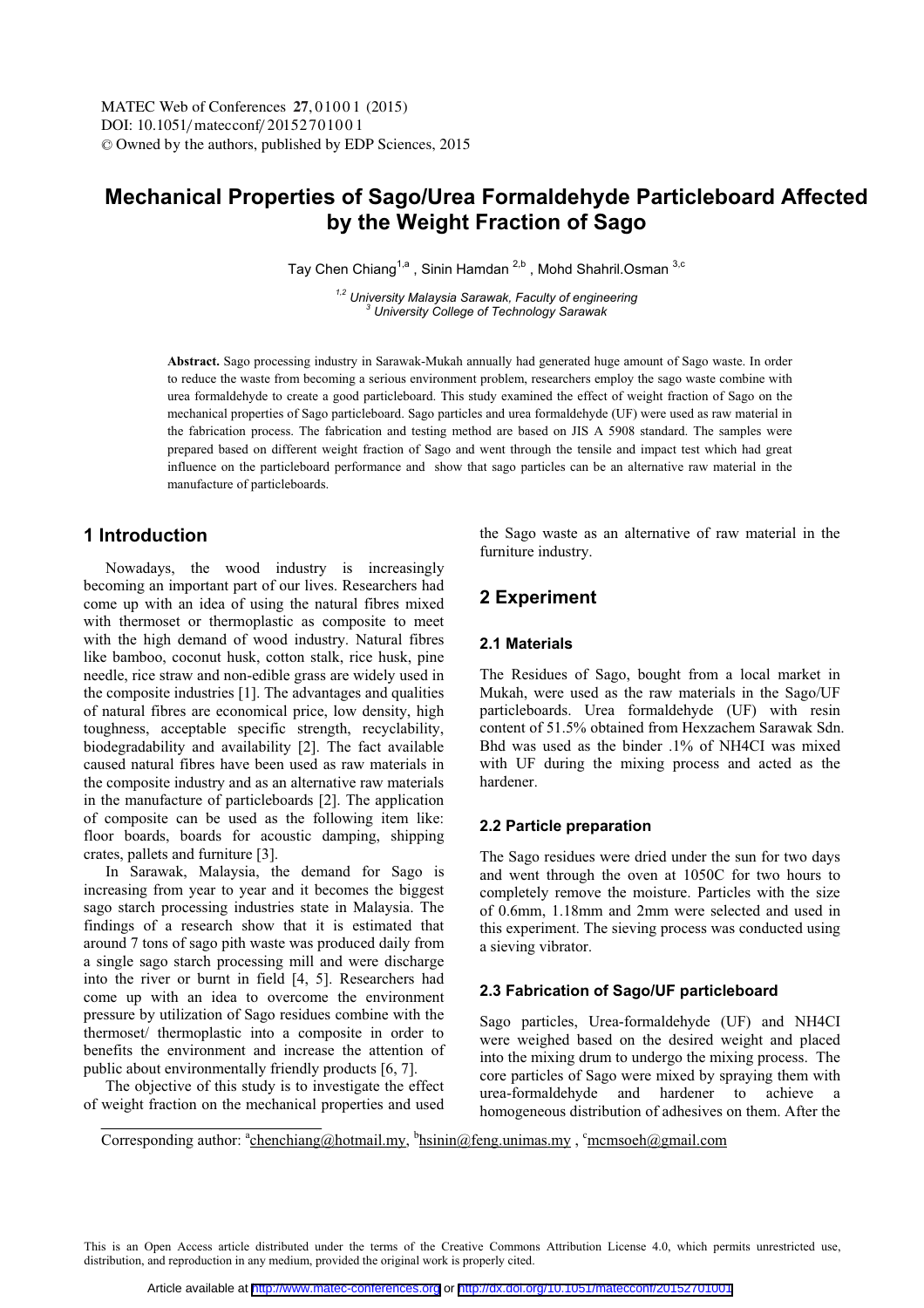# Mechanical Properties of Sago/Urea Formaldehyde Particleboard Affected by the Weight Fraction of Sago

Tay Chen Chiang[1,a] , Sinin Hamdan [2,b] , Mohd Shahril.Osman [3,c]

*[1,2] University Malaysia Sarawak, Faculty of engineering*
*[3] University College of Technology Sarawak*

**Abstract.** Sago processing industry in Sarawak-Mukah annually had generated huge amount of Sago waste. In order to reduce the waste from becoming a serious environment problem, researchers employ the sago waste combine with urea formaldehyde to create a good particleboard. This study examined the effect of weight fraction of Sago on the mechanical properties of Sago particleboard. Sago particles and urea formaldehyde (UF) were used as raw material in the fabrication process. The fabrication and testing method are based on JIS A 5908 standard. The samples were prepared based on different weight fraction of Sago and went through the tensile and impact test which had great influence on the particleboard performance and show that sago particles can be an alternative raw material in the manufacture of particleboards.

## 1 Introduction

Nowadays, the wood industry is increasingly becoming an important part of our lives. Researchers had come up with an idea of using the natural fibres mixed with thermoset or thermoplastic as composite to meet with the high demand of wood industry. Natural fibres like bamboo, coconut husk, cotton stalk, rice husk, pine needle, rice straw and non-edible grass are widely used in the composite industries [1]. The advantages and qualities of natural fibres are economical price, low density, high toughness, acceptable specific strength, recyclability, biodegradability and availability [2]. The fact available caused natural fibres have been used as raw materials in the composite industry and as an alternative raw materials in the manufacture of particleboards [2]. The application of composite can be used as the following item like: floor boards, boards for acoustic damping, shipping crates, pallets and furniture [3].

In Sarawak, Malaysia, the demand for Sago is increasing from year to year and it becomes the biggest sago starch processing industries state in Malaysia. The findings of a research show that it is estimated that around 7 tons of sago pith waste was produced daily from a single sago starch processing mill and were discharge into the river or burnt in field [4, 5]. Researchers had come up with an idea to overcome the environment pressure by utilization of Sago residues combine with the thermoset/ thermoplastic into a composite in order to benefits the environment and increase the attention of public about environmentally friendly products [6, 7].

The objective of this study is to investigate the effect of weight fraction on the mechanical properties and used the Sago waste as an alternative of raw material in the furniture industry.

## 2 Experiment

### 2.1 Materials

The Residues of Sago, bought from a local market in Mukah, were used as the raw materials in the Sago/UF particleboards. Urea formaldehyde (UF) with resin content of 51.5% obtained from Hexzachem Sarawak Sdn. Bhd was used as the binder .1% of NH4CI was mixed with UF during the mixing process and acted as the hardener.

### 2.2 Particle preparation

The Sago residues were dried under the sun for two days and went through the oven at 1050C for two hours to completely remove the moisture. Particles with the size of 0.6mm, 1.18mm and 2mm were selected and used in this experiment. The sieving process was conducted using a sieving vibrator.

### 2.3 Fabrication of Sago/UF particleboard

Sago particles, Urea-formaldehyde (UF) and NH4CI were weighed based on the desired weight and placed into the mixing drum to undergo the mixing process. The core particles of Sago were mixed by spraying them with urea-formaldehyde and hardener to achieve a homogeneous distribution of adhesives on them. After the

---

Corresponding author: [a]chenchiang@hotmail.my, [b]hsinin@feng.unimas.my , [c]mcmsoeh@gmail.com

This is an Open Access article distributed under the terms of the Creative Commons Attribution License 4.0, which permits unrestricted use, distribution, and reproduction in any medium, provided the original work is properly cited.

Article available at http://www.matec-conferences.org or http://dx.doi.org/10.1051/matecconf/20152701001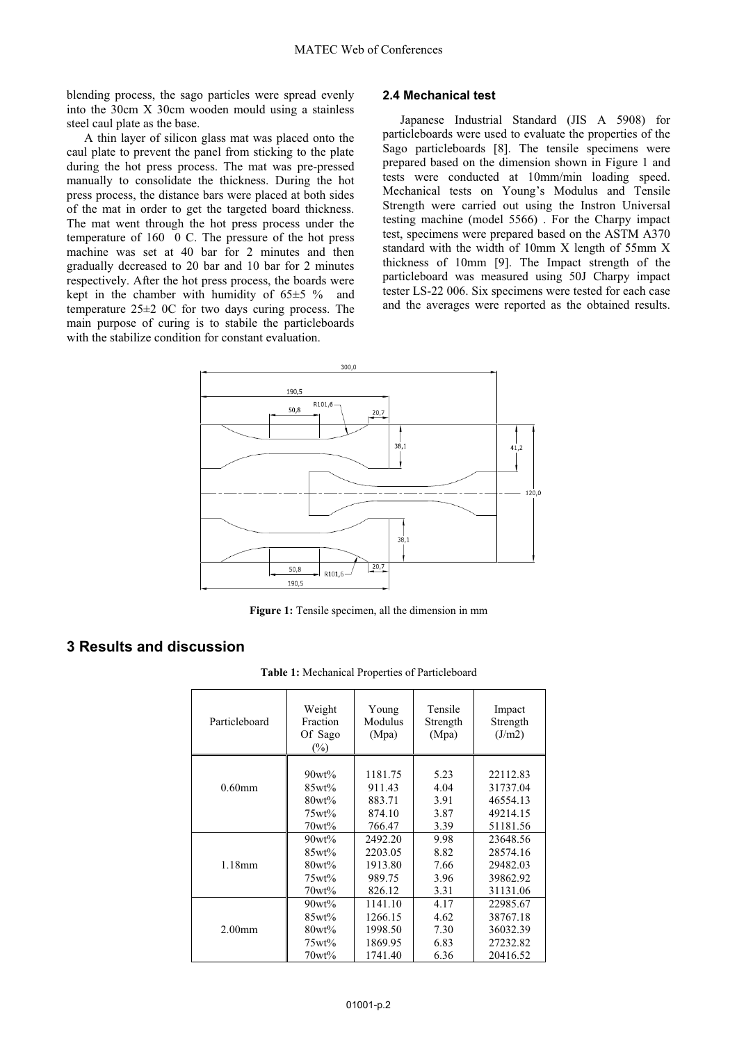blending process, the sago particles were spread evenly into the 30cm X 30cm wooden mould using a stainless steel caul plate as the base.

A thin layer of silicon glass mat was placed onto the caul plate to prevent the panel from sticking to the plate during the hot press process. The mat was pre-pressed manually to consolidate the thickness. During the hot press process, the distance bars were placed at both sides of the mat in order to get the targeted board thickness. The mat went through the hot press process under the temperature of 160 0 C. The pressure of the hot press machine was set at 40 bar for 2 minutes and then gradually decreased to 20 bar and 10 bar for 2 minutes respectively. After the hot press process, the boards were kept in the chamber with humidity of 65±5 % and temperature 25±2 0C for two days curing process. The main purpose of curing is to stabile the particleboards with the stabilize condition for constant evaluation.

### 2.4 Mechanical test

Japanese Industrial Standard (JIS A 5908) for particleboards were used to evaluate the properties of the Sago particleboards [8]. The tensile specimens were prepared based on the dimension shown in Figure 1 and tests were conducted at 10mm/min loading speed. Mechanical tests on Young's Modulus and Tensile Strength were carried out using the Instron Universal testing machine (model 5566) . For the Charpy impact test, specimens were prepared based on the ASTM A370 standard with the width of 10mm X length of 55mm X thickness of 10mm [9]. The Impact strength of the particleboard was measured using 50J Charpy impact tester LS-22 006. Six specimens were tested for each case and the averages were reported as the obtained results.

**Figure 1:** Tensile specimen, all the dimension in mm

## 3 Results and discussion

**Table 1:** Mechanical Properties of Particleboard

| Particleboard | Weight Fraction Of Sago (%) | Young Modulus (Mpa) | Tensile Strength (Mpa) | Impact Strength (J/m2) |
|---|---|---|---|---|
| 0.60mm | 90wt% | 1181.75 | 5.23 | 22112.83 |
| | 85wt% | 911.43 | 4.04 | 31737.04 |
| | 80wt% | 883.71 | 3.91 | 46554.13 |
| | 75wt% | 874.10 | 3.87 | 49214.15 |
| | 70wt% | 766.47 | 3.39 | 51181.56 |
| 1.18mm | 90wt% | 2492.20 | 9.98 | 23648.56 |
| | 85wt% | 2203.05 | 8.82 | 28574.16 |
| | 80wt% | 1913.80 | 7.66 | 29482.03 |
| | 75wt% | 989.75 | 3.96 | 39862.92 |
| | 70wt% | 826.12 | 3.31 | 31131.06 |
| 2.00mm | 90wt% | 1141.10 | 4.17 | 22985.67 |
| | 85wt% | 1266.15 | 4.62 | 38767.18 |
| | 80wt% | 1998.50 | 7.30 | 36032.39 |
| | 75wt% | 1869.95 | 6.83 | 27232.82 |
| | 70wt% | 1741.40 | 6.36 | 20416.52 |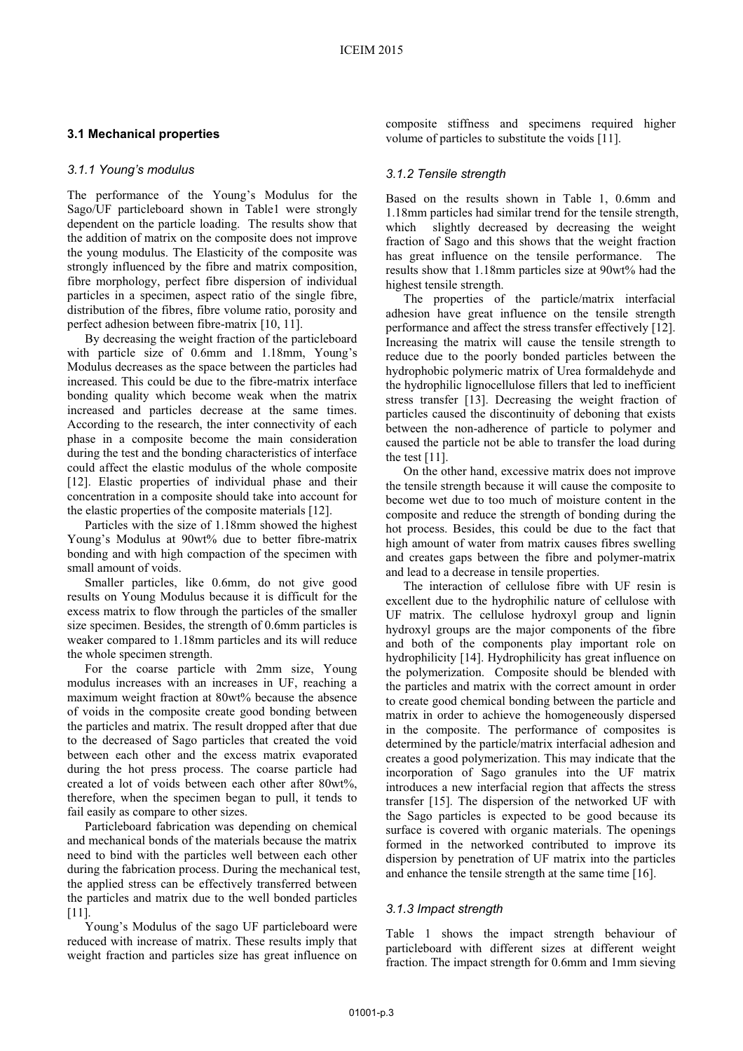### 3.1 Mechanical properties

#### 3.1.1 Young's modulus

The performance of the Young's Modulus for the Sago/UF particleboard shown in Table1 were strongly dependent on the particle loading. The results show that the addition of matrix on the composite does not improve the young modulus. The Elasticity of the composite was strongly influenced by the fibre and matrix composition, fibre morphology, perfect fibre dispersion of individual particles in a specimen, aspect ratio of the single fibre, distribution of the fibres, fibre volume ratio, porosity and perfect adhesion between fibre-matrix [10, 11].

By decreasing the weight fraction of the particleboard with particle size of 0.6mm and 1.18mm, Young's Modulus decreases as the space between the particles had increased. This could be due to the fibre-matrix interface bonding quality which become weak when the matrix increased and particles decrease at the same times. According to the research, the inter connectivity of each phase in a composite become the main consideration during the test and the bonding characteristics of interface could affect the elastic modulus of the whole composite [12]. Elastic properties of individual phase and their concentration in a composite should take into account for the elastic properties of the composite materials [12].

Particles with the size of 1.18mm showed the highest Young's Modulus at 90wt% due to better fibre-matrix bonding and with high compaction of the specimen with small amount of voids.

Smaller particles, like 0.6mm, do not give good results on Young Modulus because it is difficult for the excess matrix to flow through the particles of the smaller size specimen. Besides, the strength of 0.6mm particles is weaker compared to 1.18mm particles and its will reduce the whole specimen strength.

For the coarse particle with 2mm size, Young modulus increases with an increases in UF, reaching a maximum weight fraction at 80wt% because the absence of voids in the composite create good bonding between the particles and matrix. The result dropped after that due to the decreased of Sago particles that created the void between each other and the excess matrix evaporated during the hot press process. The coarse particle had created a lot of voids between each other after 80wt%, therefore, when the specimen began to pull, it tends to fail easily as compare to other sizes.

Particleboard fabrication was depending on chemical and mechanical bonds of the materials because the matrix need to bind with the particles well between each other during the fabrication process. During the mechanical test, the applied stress can be effectively transferred between the particles and matrix due to the well bonded particles [11].

Young's Modulus of the sago UF particleboard were reduced with increase of matrix. These results imply that weight fraction and particles size has great influence on composite stiffness and specimens required higher volume of particles to substitute the voids [11].

#### 3.1.2 Tensile strength

Based on the results shown in Table 1, 0.6mm and 1.18mm particles had similar trend for the tensile strength, which slightly decreased by decreasing the weight fraction of Sago and this shows that the weight fraction has great influence on the tensile performance. The results show that 1.18mm particles size at 90wt% had the highest tensile strength.

The properties of the particle/matrix interfacial adhesion have great influence on the tensile strength performance and affect the stress transfer effectively [12]. Increasing the matrix will cause the tensile strength to reduce due to the poorly bonded particles between the hydrophobic polymeric matrix of Urea formaldehyde and the hydrophilic lignocellulose fillers that led to inefficient stress transfer [13]. Decreasing the weight fraction of particles caused the discontinuity of deboning that exists between the non-adherence of particle to polymer and caused the particle not be able to transfer the load during the test [11].

On the other hand, excessive matrix does not improve the tensile strength because it will cause the composite to become wet due to too much of moisture content in the composite and reduce the strength of bonding during the hot process. Besides, this could be due to the fact that high amount of water from matrix causes fibres swelling and creates gaps between the fibre and polymer-matrix and lead to a decrease in tensile properties.

The interaction of cellulose fibre with UF resin is excellent due to the hydrophilic nature of cellulose with UF matrix. The cellulose hydroxyl group and lignin hydroxyl groups are the major components of the fibre and both of the components play important role on hydrophilicity [14]. Hydrophilicity has great influence on the polymerization. Composite should be blended with the particles and matrix with the correct amount in order to create good chemical bonding between the particle and matrix in order to achieve the homogeneously dispersed in the composite. The performance of composites is determined by the particle/matrix interfacial adhesion and creates a good polymerization. This may indicate that the incorporation of Sago granules into the UF matrix introduces a new interfacial region that affects the stress transfer [15]. The dispersion of the networked UF with the Sago particles is expected to be good because its surface is covered with organic materials. The openings formed in the networked contributed to improve its dispersion by penetration of UF matrix into the particles and enhance the tensile strength at the same time [16].

#### 3.1.3 Impact strength

Table 1 shows the impact strength behaviour of particleboard with different sizes at different weight fraction. The impact strength for 0.6mm and 1mm sieving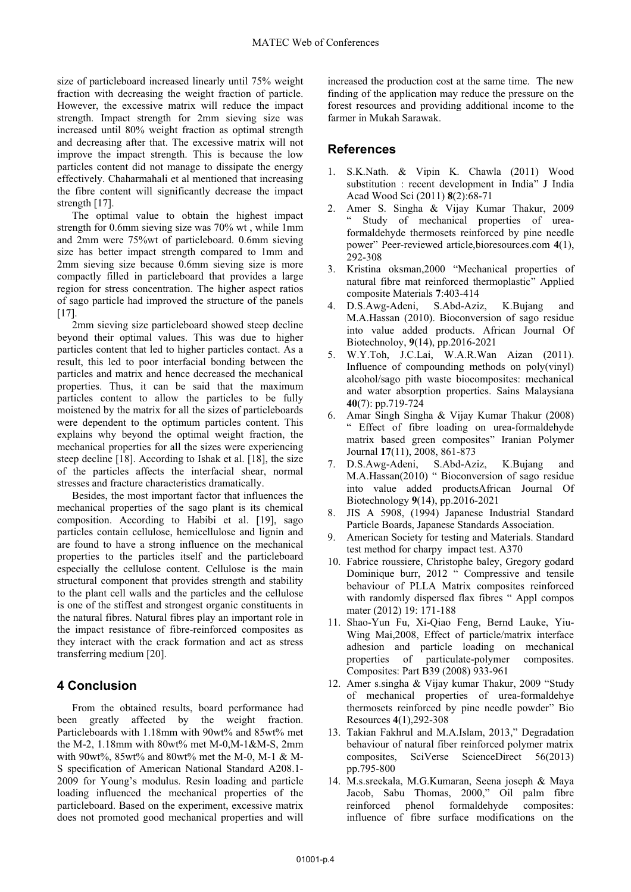size of particleboard increased linearly until 75% weight fraction with decreasing the weight fraction of particle. However, the excessive matrix will reduce the impact strength. Impact strength for 2mm sieving size was increased until 80% weight fraction as optimal strength and decreasing after that. The excessive matrix will not improve the impact strength. This is because the low particles content did not manage to dissipate the energy effectively. Chaharmahali et al mentioned that increasing the fibre content will significantly decrease the impact strength [17].

The optimal value to obtain the highest impact strength for 0.6mm sieving size was 70% wt , while 1mm and 2mm were 75%wt of particleboard. 0.6mm sieving size has better impact strength compared to 1mm and 2mm sieving size because 0.6mm sieving size is more compactly filled in particleboard that provides a large region for stress concentration. The higher aspect ratios of sago particle had improved the structure of the panels [17].

2mm sieving size particleboard showed steep decline beyond their optimal values. This was due to higher particles content that led to higher particles contact. As a result, this led to poor interfacial bonding between the particles and matrix and hence decreased the mechanical properties. Thus, it can be said that the maximum particles content to allow the particles to be fully moistened by the matrix for all the sizes of particleboards were dependent to the optimum particles content. This explains why beyond the optimal weight fraction, the mechanical properties for all the sizes were experiencing steep decline [18]. According to Ishak et al. [18], the size of the particles affects the interfacial shear, normal stresses and fracture characteristics dramatically.

Besides, the most important factor that influences the mechanical properties of the sago plant is its chemical composition. According to Habibi et al. [19], sago particles contain cellulose, hemicellulose and lignin and are found to have a strong influence on the mechanical properties to the particles itself and the particleboard especially the cellulose content. Cellulose is the main structural component that provides strength and stability to the plant cell walls and the particles and the cellulose is one of the stiffest and strongest organic constituents in the natural fibres. Natural fibres play an important role in the impact resistance of fibre-reinforced composites as they interact with the crack formation and act as stress transferring medium [20].

## 4 Conclusion

From the obtained results, board performance had been greatly affected by the weight fraction. Particleboards with 1.18mm with 90wt% and 85wt% met the M-2, 1.18mm with 80wt% met M-0,M-1&M-S, 2mm with 90wt%, 85wt% and 80wt% met the M-0, M-1 & M-S specification of American National Standard A208.1-2009 for Young's modulus. Resin loading and particle loading influenced the mechanical properties of the particleboard. Based on the experiment, excessive matrix does not promoted good mechanical properties and will increased the production cost at the same time. The new finding of the application may reduce the pressure on the forest resources and providing additional income to the farmer in Mukah Sarawak.

## References

1. S.K.Nath. & Vipin K. Chawla (2011) Wood substitution : recent development in India" J India Acad Wood Sci (2011) **8**(2):68-71
2. Amer S. Singha & Vijay Kumar Thakur, 2009 " Study of mechanical properties of urea-formaldehyde thermosets reinforced by pine needle power" Peer-reviewed article,bioresources.com **4**(1), 292-308
3. Kristina oksman,2000 "Mechanical properties of natural fibre mat reinforced thermoplastic" Applied composite Materials **7**:403-414
4. D.S.Awg-Adeni, S.Abd-Aziz, K.Bujang and M.A.Hassan (2010). Bioconversion of sago residue into value added products. African Journal Of Biotechnoloy, **9**(14), pp.2016-2021
5. W.Y.Toh, J.C.Lai, W.A.R.Wan Aizan (2011). Influence of compounding methods on poly(vinyl) alcohol/sago pith waste biocomposites: mechanical and water absorption properties. Sains Malaysiana **40**(7): pp.719-724
6. Amar Singh Singha & Vijay Kumar Thakur (2008) " Effect of fibre loading on urea-formaldehyde matrix based green composites" Iranian Polymer Journal **17**(11), 2008, 861-873
7. D.S.Awg-Adeni, S.Abd-Aziz, K.Bujang and M.A.Hassan(2010) " Bioconversion of sago residue into value added productsAfrican Journal Of Biotechnology **9**(14), pp.2016-2021
8. JIS A 5908, (1994) Japanese Industrial Standard Particle Boards, Japanese Standards Association.
9. American Society for testing and Materials. Standard test method for charpy impact test. A370
10. Fabrice roussiere, Christophe baley, Gregory godard Dominique burr, 2012 " Compressive and tensile behaviour of PLLA Matrix composites reinforced with randomly dispersed flax fibres " Appl compos mater (2012) 19: 171-188
11. Shao-Yun Fu, Xi-Qiao Feng, Bernd Lauke, Yiu-Wing Mai,2008, Effect of particle/matrix interface adhesion and particle loading on mechanical properties of particulate-polymer composites. Composites: Part B39 (2008) 933-961
12. Amer s.singha & Vijay kumar Thakur, 2009 "Study of mechanical properties of urea-formaldehye thermosets reinforced by pine needle powder" Bio Resources **4**(1),292-308
13. Takian Fakhrul and M.A.Islam, 2013," Degradation behaviour of natural fiber reinforced polymer matrix composites, SciVerse ScienceDirect 56(2013) pp.795-800
14. M.s.sreekala, M.G.Kumaran, Seena joseph & Maya Jacob, Sabu Thomas, 2000," Oil palm fibre reinforced phenol formaldehyde composites: influence of fibre surface modifications on the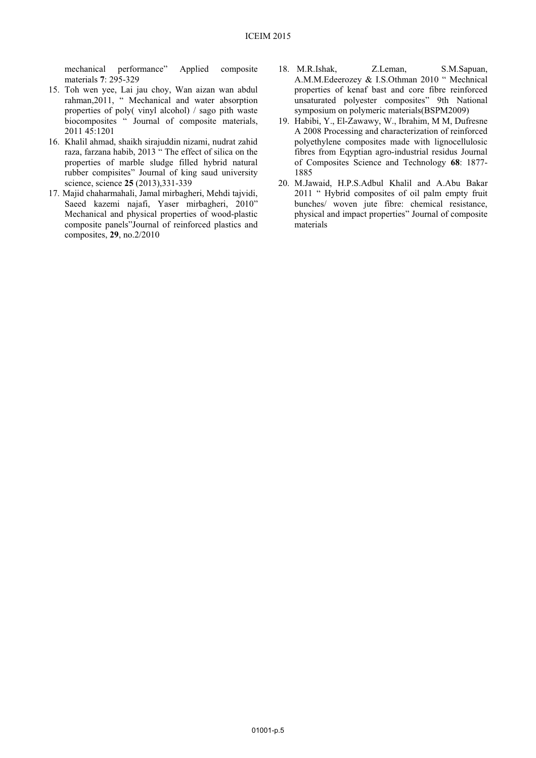mechanical performance" Applied composite materials **7**: 295-329

15. Toh wen yee, Lai jau choy, Wan aizan wan abdul rahman,2011, " Mechanical and water absorption properties of poly( vinyl alcohol) / sago pith waste biocomposites " Journal of composite materials, 2011 45:1201
16. Khalil ahmad, shaikh sirajuddin nizami, nudrat zahid raza, farzana habib, 2013 " The effect of silica on the properties of marble sludge filled hybrid natural rubber compisites" Journal of king saud university science, science **25** (2013),331-339
17. Majid chaharmahali, Jamal mirbagheri, Mehdi tajvidi, Saeed kazemi najafi, Yaser mirbagheri, 2010" Mechanical and physical properties of wood-plastic composite panels"Journal of reinforced plastics and composites, **29**, no.2/2010
18. M.R.Ishak, Z.Leman, S.M.Sapuan, A.M.M.Edeerozey & I.S.Othman 2010 " Mechnical properties of kenaf bast and core fibre reinforced unsaturated polyester composites" 9th National symposium on polymeric materials(BSPM2009)
19. Habibi, Y., El-Zawawy, W., Ibrahim, M M, Dufresne A 2008 Processing and characterization of reinforced polyethylene composites made with lignocellulosic fibres from Eqyptian agro-industrial residus Journal of Composites Science and Technology **68**: 1877-1885
20. M.Jawaid, H.P.S.Adbul Khalil and A.Abu Bakar 2011 " Hybrid composites of oil palm empty fruit bunches/ woven jute fibre: chemical resistance, physical and impact properties" Journal of composite materials